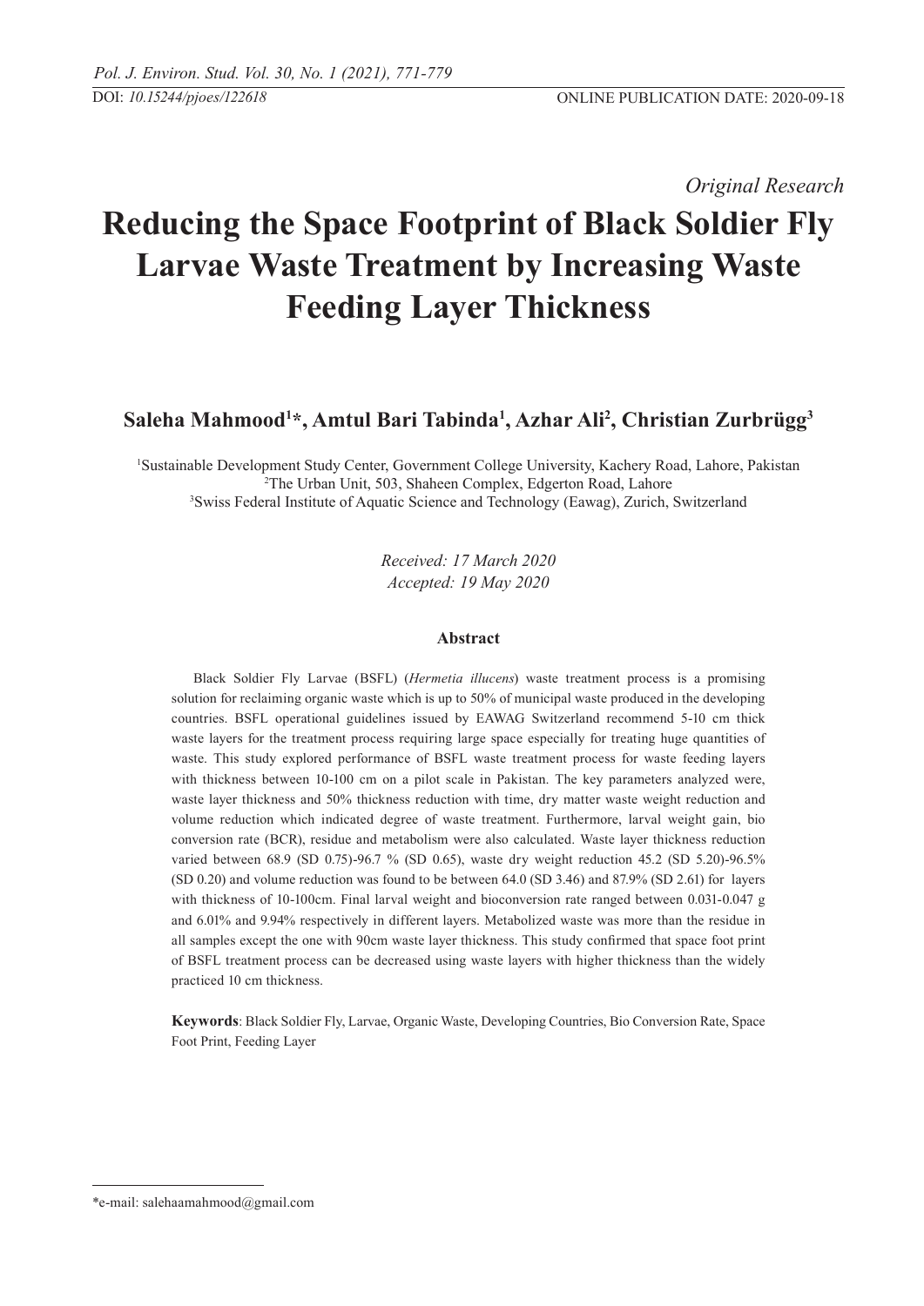DOI: *10.15244/pjoes/122618* ONLINE PUBLICATION DATE: 2020-09-18

*Original Research*

# Reducing the Space Footprint of Black Soldier Fly Larvae Waste Treatment by Increasing Waste Feeding Layer Thickness

**Saleha Mahmood[1]*, Amtul Bari Tabinda[1], Azhar Ali[2], Christian Zurbrügg[3]**

[1]Sustainable Development Study Center, Government College University, Kachery Road, Lahore, Pakistan
[2]The Urban Unit, 503, Shaheen Complex, Edgerton Road, Lahore
[3]Swiss Federal Institute of Aquatic Science and Technology (Eawag), Zurich, Switzerland

*Received: 17 March 2020*
*Accepted: 19 May 2020*

## Abstract

Black Soldier Fly Larvae (BSFL) (*Hermetia illucens*) waste treatment process is a promising solution for reclaiming organic waste which is up to 50% of municipal waste produced in the developing countries. BSFL operational guidelines issued by EAWAG Switzerland recommend 5-10 cm thick waste layers for the treatment process requiring large space especially for treating huge quantities of waste. This study explored performance of BSFL waste treatment process for waste feeding layers with thickness between 10-100 cm on a pilot scale in Pakistan. The key parameters analyzed were, waste layer thickness and 50% thickness reduction with time, dry matter waste weight reduction and volume reduction which indicated degree of waste treatment. Furthermore, larval weight gain, bio conversion rate (BCR), residue and metabolism were also calculated. Waste layer thickness reduction varied between 68.9 (SD 0.75)-96.7 % (SD 0.65), waste dry weight reduction 45.2 (SD 5.20)-96.5% (SD 0.20) and volume reduction was found to be between 64.0 (SD 3.46) and 87.9% (SD 2.61) for layers with thickness of 10-100cm. Final larval weight and bioconversion rate ranged between 0.031-0.047 g and 6.01% and 9.94% respectively in different layers. Metabolized waste was more than the residue in all samples except the one with 90cm waste layer thickness. This study confirmed that space foot print of BSFL treatment process can be decreased using waste layers with higher thickness than the widely practiced 10 cm thickness.

**Keywords**: Black Soldier Fly, Larvae, Organic Waste, Developing Countries, Bio Conversion Rate, Space Foot Print, Feeding Layer

*e-mail: salehaamahmood@gmail.com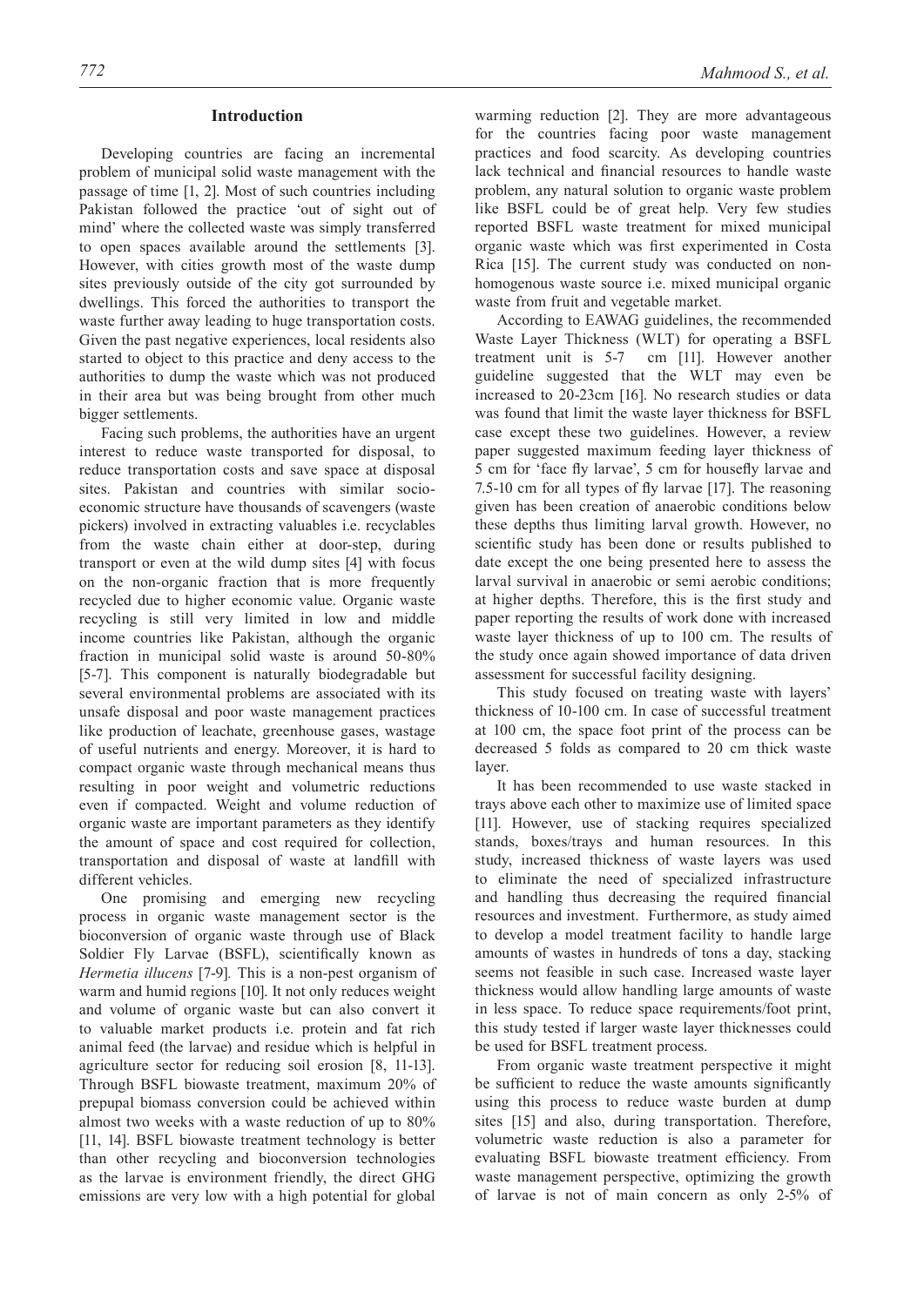## Introduction

Developing countries are facing an incremental problem of municipal solid waste management with the passage of time [1, 2]. Most of such countries including Pakistan followed the practice 'out of sight out of mind' where the collected waste was simply transferred to open spaces available around the settlements [3]. However, with cities growth most of the waste dump sites previously outside of the city got surrounded by dwellings. This forced the authorities to transport the waste further away leading to huge transportation costs. Given the past negative experiences, local residents also started to object to this practice and deny access to the authorities to dump the waste which was not produced in their area but was being brought from other much bigger settlements.

Facing such problems, the authorities have an urgent interest to reduce waste transported for disposal, to reduce transportation costs and save space at disposal sites. Pakistan and countries with similar socio-economic structure have thousands of scavengers (waste pickers) involved in extracting valuables i.e. recyclables from the waste chain either at door-step, during transport or even at the wild dump sites [4] with focus on the non-organic fraction that is more frequently recycled due to higher economic value. Organic waste recycling is still very limited in low and middle income countries like Pakistan, although the organic fraction in municipal solid waste is around 50-80% [5-7]. This component is naturally biodegradable but several environmental problems are associated with its unsafe disposal and poor waste management practices like production of leachate, greenhouse gases, wastage of useful nutrients and energy. Moreover, it is hard to compact organic waste through mechanical means thus resulting in poor weight and volumetric reductions even if compacted. Weight and volume reduction of organic waste are important parameters as they identify the amount of space and cost required for collection, transportation and disposal of waste at landfill with different vehicles.

One promising and emerging new recycling process in organic waste management sector is the bioconversion of organic waste through use of Black Soldier Fly Larvae (BSFL), scientifically known as *Hermetia illucens* [7-9]. This is a non-pest organism of warm and humid regions [10]. It not only reduces weight and volume of organic waste but can also convert it to valuable market products i.e. protein and fat rich animal feed (the larvae) and residue which is helpful in agriculture sector for reducing soil erosion [8, 11-13]. Through BSFL biowaste treatment, maximum 20% of prepupal biomass conversion could be achieved within almost two weeks with a waste reduction of up to 80% [11, 14]. BSFL biowaste treatment technology is better than other recycling and bioconversion technologies as the larvae is environment friendly, the direct GHG emissions are very low with a high potential for global warming reduction [2]. They are more advantageous for the countries facing poor waste management practices and food scarcity. As developing countries lack technical and financial resources to handle waste problem, any natural solution to organic waste problem like BSFL could be of great help. Very few studies reported BSFL waste treatment for mixed municipal organic waste which was first experimented in Costa Rica [15]. The current study was conducted on non-homogenous waste source i.e. mixed municipal organic waste from fruit and vegetable market.

According to EAWAG guidelines, the recommended Waste Layer Thickness (WLT) for operating a BSFL treatment unit is 5-7 cm [11]. However another guideline suggested that the WLT may even be increased to 20-23cm [16]. No research studies or data was found that limit the waste layer thickness for BSFL case except these two guidelines. However, a review paper suggested maximum feeding layer thickness of 5 cm for 'face fly larvae', 5 cm for housefly larvae and 7.5-10 cm for all types of fly larvae [17]. The reasoning given has been creation of anaerobic conditions below these depths thus limiting larval growth. However, no scientific study has been done or results published to date except the one being presented here to assess the larval survival in anaerobic or semi aerobic conditions; at higher depths. Therefore, this is the first study and paper reporting the results of work done with increased waste layer thickness of up to 100 cm. The results of the study once again showed importance of data driven assessment for successful facility designing.

This study focused on treating waste with layers' thickness of 10-100 cm. In case of successful treatment at 100 cm, the space foot print of the process can be decreased 5 folds as compared to 20 cm thick waste layer.

It has been recommended to use waste stacked in trays above each other to maximize use of limited space [11]. However, use of stacking requires specialized stands, boxes/trays and human resources. In this study, increased thickness of waste layers was used to eliminate the need of specialized infrastructure and handling thus decreasing the required financial resources and investment. Furthermore, as study aimed to develop a model treatment facility to handle large amounts of wastes in hundreds of tons a day, stacking seems not feasible in such case. Increased waste layer thickness would allow handling large amounts of waste in less space. To reduce space requirements/foot print, this study tested if larger waste layer thicknesses could be used for BSFL treatment process.

From organic waste treatment perspective it might be sufficient to reduce the waste amounts significantly using this process to reduce waste burden at dump sites [15] and also, during transportation. Therefore, volumetric waste reduction is also a parameter for evaluating BSFL biowaste treatment efficiency. From waste management perspective, optimizing the growth of larvae is not of main concern as only 2-5% of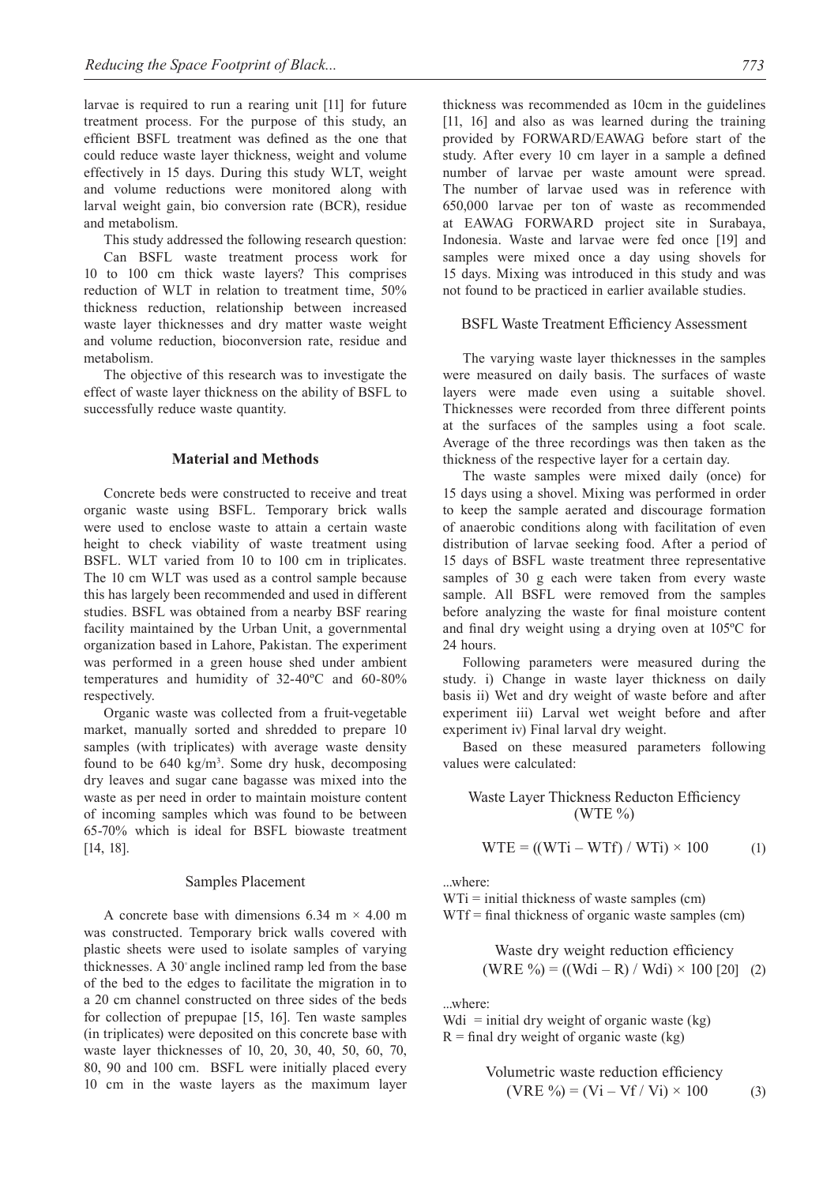larvae is required to run a rearing unit [11] for future treatment process. For the purpose of this study, an efficient BSFL treatment was defined as the one that could reduce waste layer thickness, weight and volume effectively in 15 days. During this study WLT, weight and volume reductions were monitored along with larval weight gain, bio conversion rate (BCR), residue and metabolism.

This study addressed the following research question: Can BSFL waste treatment process work for 10 to 100 cm thick waste layers? This comprises reduction of WLT in relation to treatment time, 50% thickness reduction, relationship between increased waste layer thicknesses and dry matter waste weight and volume reduction, bioconversion rate, residue and metabolism.

The objective of this research was to investigate the effect of waste layer thickness on the ability of BSFL to successfully reduce waste quantity.

## Material and Methods

Concrete beds were constructed to receive and treat organic waste using BSFL. Temporary brick walls were used to enclose waste to attain a certain waste height to check viability of waste treatment using BSFL. WLT varied from 10 to 100 cm in triplicates. The 10 cm WLT was used as a control sample because this has largely been recommended and used in different studies. BSFL was obtained from a nearby BSF rearing facility maintained by the Urban Unit, a governmental organization based in Lahore, Pakistan. The experiment was performed in a green house shed under ambient temperatures and humidity of 32-40ºC and 60-80% respectively.

Organic waste was collected from a fruit-vegetable market, manually sorted and shredded to prepare 10 samples (with triplicates) with average waste density found to be 640 kg/m$^3$. Some dry husk, decomposing dry leaves and sugar cane bagasse was mixed into the waste as per need in order to maintain moisture content of incoming samples which was found to be between 65-70% which is ideal for BSFL biowaste treatment [14, 18].

### Samples Placement

A concrete base with dimensions 6.34 m × 4.00 m was constructed. Temporary brick walls covered with plastic sheets were used to isolate samples of varying thicknesses. A 30° angle inclined ramp led from the base of the bed to the edges to facilitate the migration in to a 20 cm channel constructed on three sides of the beds for collection of prepupae [15, 16]. Ten waste samples (in triplicates) were deposited on this concrete base with waste layer thicknesses of 10, 20, 30, 40, 50, 60, 70, 80, 90 and 100 cm. BSFL were initially placed every 10 cm in the waste layers as the maximum layer thickness was recommended as 10cm in the guidelines [11, 16] and also as was learned during the training provided by FORWARD/EAWAG before start of the study. After every 10 cm layer in a sample a defined number of larvae per waste amount were spread. The number of larvae used was in reference with 650,000 larvae per ton of waste as recommended at EAWAG FORWARD project site in Surabaya, Indonesia. Waste and larvae were fed once [19] and samples were mixed once a day using shovels for 15 days. Mixing was introduced in this study and was not found to be practiced in earlier available studies.

### BSFL Waste Treatment Efficiency Assessment

The varying waste layer thicknesses in the samples were measured on daily basis. The surfaces of waste layers were made even using a suitable shovel. Thicknesses were recorded from three different points at the surfaces of the samples using a foot scale. Average of the three recordings was then taken as the thickness of the respective layer for a certain day.

The waste samples were mixed daily (once) for 15 days using a shovel. Mixing was performed in order to keep the sample aerated and discourage formation of anaerobic conditions along with facilitation of even distribution of larvae seeking food. After a period of 15 days of BSFL waste treatment three representative samples of 30 g each were taken from every waste sample. All BSFL were removed from the samples before analyzing the waste for final moisture content and final dry weight using a drying oven at 105ºC for 24 hours.

Following parameters were measured during the study. i) Change in waste layer thickness on daily basis ii) Wet and dry weight of waste before and after experiment iii) Larval wet weight before and after experiment iv) Final larval dry weight.

Based on these measured parameters following values were calculated:

Waste Layer Thickness Reducton Efficiency (WTE %)

$$WTE = ((WTi – WTf) / WTi) \times 100 \qquad (1)$$

...where:
WTi = initial thickness of waste samples (cm)
WTf = final thickness of organic waste samples (cm)

Waste dry weight reduction efficiency

$$(WRE \%) = ((Wdi – R) / Wdi) \times 100 \text{ [20]} \qquad (2)$$

...where:
Wdi = initial dry weight of organic waste (kg)
R = final dry weight of organic waste (kg)

Volumetric waste reduction efficiency

$$(VRE \%) = (Vi – Vf / Vi) \times 100 \qquad (3)$$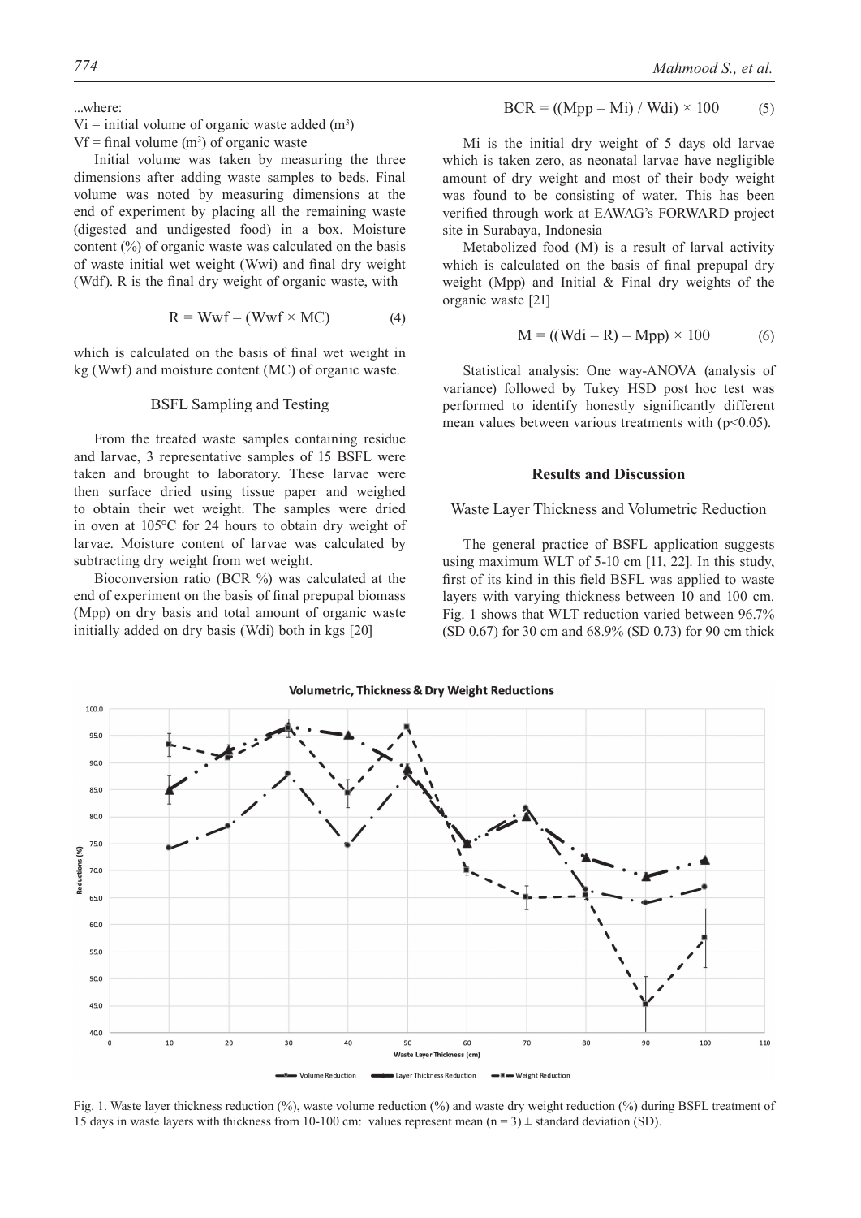...where:

$V_i$ = initial volume of organic waste added ($m^3$)

$V_f$ = final volume ($m^3$) of organic waste

Initial volume was taken by measuring the three dimensions after adding waste samples to beds. Final volume was noted by measuring dimensions at the end of experiment by placing all the remaining waste (digested and undigested food) in a box. Moisture content (%) of organic waste was calculated on the basis of waste initial wet weight (Wwi) and final dry weight (Wdf). R is the final dry weight of organic waste, with

$$R = Wwf - (Wwf \times MC) \tag{4}$$

which is calculated on the basis of final wet weight in kg (Wwf) and moisture content (MC) of organic waste.

### BSFL Sampling and Testing

From the treated waste samples containing residue and larvae, 3 representative samples of 15 BSFL were taken and brought to laboratory. These larvae were then surface dried using tissue paper and weighed to obtain their wet weight. The samples were dried in oven at 105°C for 24 hours to obtain dry weight of larvae. Moisture content of larvae was calculated by subtracting dry weight from wet weight.

Bioconversion ratio (BCR %) was calculated at the end of experiment on the basis of final prepupal biomass (Mpp) on dry basis and total amount of organic waste initially added on dry basis (Wdi) both in kgs [20]

$$BCR = ((Mpp - Mi) / Wdi) \times 100 \tag{5}$$

Mi is the initial dry weight of 5 days old larvae which is taken zero, as neonatal larvae have negligible amount of dry weight and most of their body weight was found to be consisting of water. This has been verified through work at EAWAG's FORWARD project site in Surabaya, Indonesia

Metabolized food (M) is a result of larval activity which is calculated on the basis of final prepupal dry weight (Mpp) and Initial & Final dry weights of the organic waste [21]

$$M = ((Wdi - R) - Mpp) \times 100 \tag{6}$$

Statistical analysis: One way-ANOVA (analysis of variance) followed by Tukey HSD post hoc test was performed to identify honestly significantly different mean values between various treatments with ($p<0.05$).

## Results and Discussion

### Waste Layer Thickness and Volumetric Reduction

The general practice of BSFL application suggests using maximum WLT of 5-10 cm [11, 22]. In this study, first of its kind in this field BSFL was applied to waste layers with varying thickness between 10 and 100 cm. Fig. 1 shows that WLT reduction varied between 96.7% (SD 0.67) for 30 cm and 68.9% (SD 0.73) for 90 cm thick

Fig. 1. Waste layer thickness reduction (%), waste volume reduction (%) and waste dry weight reduction (%) during BSFL treatment of 15 days in waste layers with thickness from 10-100 cm: values represent mean (n = 3) ± standard deviation (SD).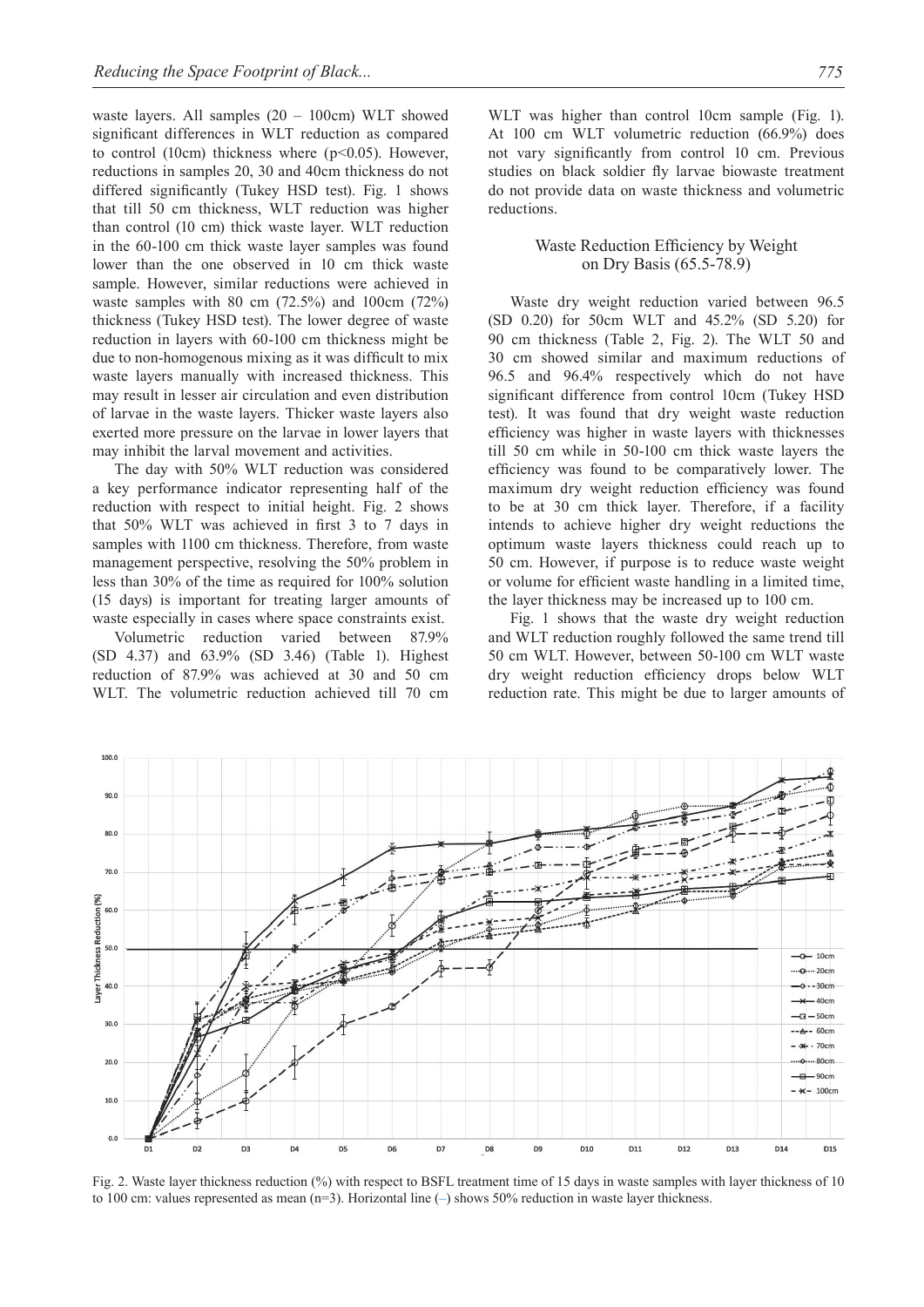waste layers. All samples (20 – 100cm) WLT showed significant differences in WLT reduction as compared to control (10cm) thickness where ($p<0.05$). However, reductions in samples 20, 30 and 40cm thickness do not differed significantly (Tukey HSD test). Fig. 1 shows that till 50 cm thickness, WLT reduction was higher than control (10 cm) thick waste layer. WLT reduction in the 60-100 cm thick waste layer samples was found lower than the one observed in 10 cm thick waste sample. However, similar reductions were achieved in waste samples with 80 cm (72.5%) and 100cm (72%) thickness (Tukey HSD test). The lower degree of waste reduction in layers with 60-100 cm thickness might be due to non-homogenous mixing as it was difficult to mix waste layers manually with increased thickness. This may result in lesser air circulation and even distribution of larvae in the waste layers. Thicker waste layers also exerted more pressure on the larvae in lower layers that may inhibit the larval movement and activities.

The day with 50% WLT reduction was considered a key performance indicator representing half of the reduction with respect to initial height. Fig. 2 shows that 50% WLT was achieved in first 3 to 7 days in samples with 1100 cm thickness. Therefore, from waste management perspective, resolving the 50% problem in less than 30% of the time as required for 100% solution (15 days) is important for treating larger amounts of waste especially in cases where space constraints exist.

Volumetric reduction varied between 87.9% (SD 4.37) and 63.9% (SD 3.46) (Table 1). Highest reduction of 87.9% was achieved at 30 and 50 cm WLT. The volumetric reduction achieved till 70 cm WLT was higher than control 10cm sample (Fig. 1). At 100 cm WLT volumetric reduction (66.9%) does not vary significantly from control 10 cm. Previous studies on black soldier fly larvae biowaste treatment do not provide data on waste thickness and volumetric reductions.

### Waste Reduction Efficiency by Weight on Dry Basis (65.5-78.9)

Waste dry weight reduction varied between 96.5 (SD 0.20) for 50cm WLT and 45.2% (SD 5.20) for 90 cm thickness (Table 2, Fig. 2). The WLT 50 and 30 cm showed similar and maximum reductions of 96.5 and 96.4% respectively which do not have significant difference from control 10cm (Tukey HSD test). It was found that dry weight waste reduction efficiency was higher in waste layers with thicknesses till 50 cm while in 50-100 cm thick waste layers the efficiency was found to be comparatively lower. The maximum dry weight reduction efficiency was found to be at 30 cm thick layer. Therefore, if a facility intends to achieve higher dry weight reductions the optimum waste layers thickness could reach up to 50 cm. However, if purpose is to reduce waste weight or volume for efficient waste handling in a limited time, the layer thickness may be increased up to 100 cm.

Fig. 1 shows that the waste dry weight reduction and WLT reduction roughly followed the same trend till 50 cm WLT. However, between 50-100 cm WLT waste dry weight reduction efficiency drops below WLT reduction rate. This might be due to larger amounts of

Fig. 2. Waste layer thickness reduction (%) with respect to BSFL treatment time of 15 days in waste samples with layer thickness of 10 to 100 cm: values represented as mean (n=3). Horizontal line (–) shows 50% reduction in waste layer thickness.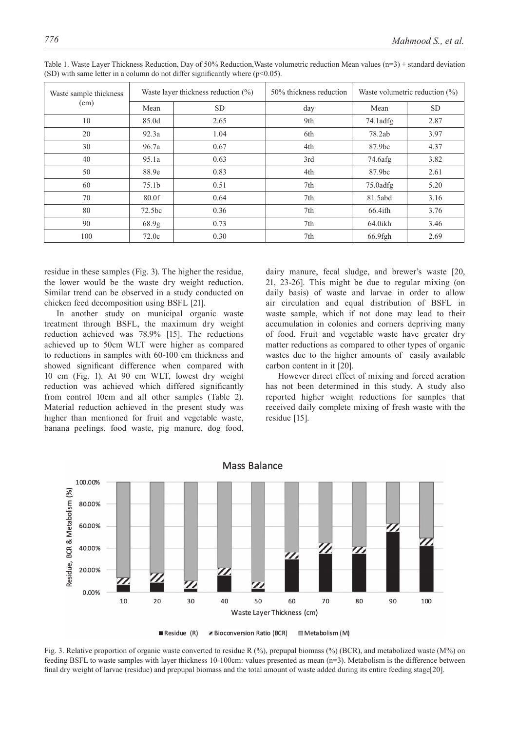Table 1. Waste Layer Thickness Reduction, Day of 50% Reduction,Waste volumetric reduction Mean values (n=3) ± standard deviation (SD) with same letter in a column do not differ significantly where (p<0.05).

| Waste sample thickness (cm) | Waste layer thickness reduction (%) | | 50% thickness reduction | Waste volumetric reduction (%) | |
|---|---|---|---|---|---|
| | Mean | SD | day | Mean | SD |
| 10 | 85.0d | 2.65 | 9th | 74.1adfg | 2.87 |
| 20 | 92.3a | 1.04 | 6th | 78.2ab | 3.97 |
| 30 | 96.7a | 0.67 | 4th | 87.9bc | 4.37 |
| 40 | 95.1a | 0.63 | 3rd | 74.6afg | 3.82 |
| 50 | 88.9e | 0.83 | 4th | 87.9bc | 2.61 |
| 60 | 75.1b | 0.51 | 7th | 75.0adfg | 5.20 |
| 70 | 80.0f | 0.64 | 7th | 81.5abd | 3.16 |
| 80 | 72.5bc | 0.36 | 7th | 66.4ifh | 3.76 |
| 90 | 68.9g | 0.73 | 7th | 64.0ikh | 3.46 |
| 100 | 72.0c | 0.30 | 7th | 66.9fgh | 2.69 |

residue in these samples (Fig. 3). The higher the residue, the lower would be the waste dry weight reduction. Similar trend can be observed in a study conducted on chicken feed decomposition using BSFL [21].

In another study on municipal organic waste treatment through BSFL, the maximum dry weight reduction achieved was 78.9% [15]. The reductions achieved up to 50cm WLT were higher as compared to reductions in samples with 60-100 cm thickness and showed significant difference when compared with 10 cm (Fig. 1). At 90 cm WLT, lowest dry weight reduction was achieved which differed significantly from control 10cm and all other samples (Table 2). Material reduction achieved in the present study was higher than mentioned for fruit and vegetable waste, banana peelings, food waste, pig manure, dog food, dairy manure, fecal sludge, and brewer's waste [20, 21, 23-26]. This might be due to regular mixing (on daily basis) of waste and larvae in order to allow air circulation and equal distribution of BSFL in waste sample, which if not done may lead to their accumulation in colonies and corners depriving many of food. Fruit and vegetable waste have greater dry matter reductions as compared to other types of organic wastes due to the higher amounts of easily available carbon content in it [20].

However direct effect of mixing and forced aeration has not been determined in this study. A study also reported higher weight reductions for samples that received daily complete mixing of fresh waste with the residue [15].

Fig. 3. Relative proportion of organic waste converted to residue R (%), prepupal biomass (%) (BCR), and metabolized waste (M%) on feeding BSFL to waste samples with layer thickness 10-100cm: values presented as mean (n=3). Metabolism is the difference between final dry weight of larvae (residue) and prepupal biomass and the total amount of waste added during its entire feeding stage[20].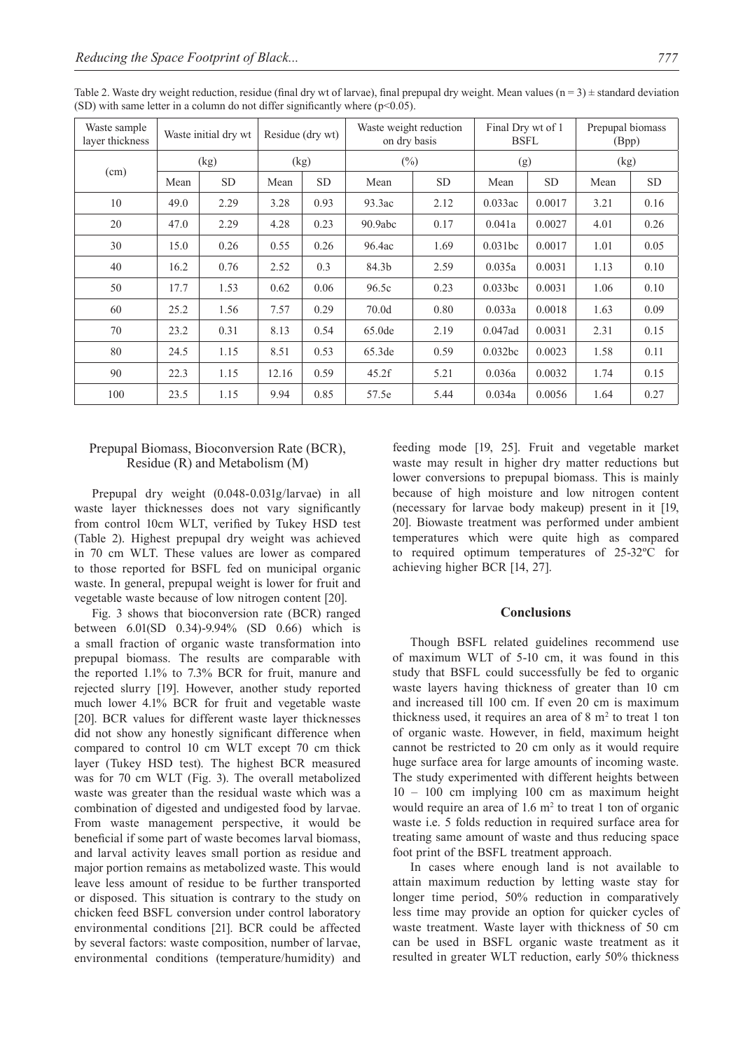Table 2. Waste dry weight reduction, residue (final dry wt of larvae), final prepupal dry weight. Mean values (n = 3) ± standard deviation (SD) with same letter in a column do not differ significantly where (p<0.05).

| Waste sample layer thickness | Waste initial dry wt | | Residue (dry wt) | | Waste weight reduction on dry basis | | Final Dry wt of 1 BSFL | | Prepupal biomass (Bpp) | |
|---|---|---|---|---|---|---|---|---|---|---|
| (cm) | (kg) | | (kg) | | (%) | | (g) | | (kg) | |
| | Mean | SD | Mean | SD | Mean | SD | Mean | SD | Mean | SD |
| 10 | 49.0 | 2.29 | 3.28 | 0.93 | 93.3ac | 2.12 | 0.033ac | 0.0017 | 3.21 | 0.16 |
| 20 | 47.0 | 2.29 | 4.28 | 0.23 | 90.9abc | 0.17 | 0.041a | 0.0027 | 4.01 | 0.26 |
| 30 | 15.0 | 0.26 | 0.55 | 0.26 | 96.4ac | 1.69 | 0.031bc | 0.0017 | 1.01 | 0.05 |
| 40 | 16.2 | 0.76 | 2.52 | 0.3 | 84.3b | 2.59 | 0.035a | 0.0031 | 1.13 | 0.10 |
| 50 | 17.7 | 1.53 | 0.62 | 0.06 | 96.5c | 0.23 | 0.033bc | 0.0031 | 1.06 | 0.10 |
| 60 | 25.2 | 1.56 | 7.57 | 0.29 | 70.0d | 0.80 | 0.033a | 0.0018 | 1.63 | 0.09 |
| 70 | 23.2 | 0.31 | 8.13 | 0.54 | 65.0de | 2.19 | 0.047ad | 0.0031 | 2.31 | 0.15 |
| 80 | 24.5 | 1.15 | 8.51 | 0.53 | 65.3de | 0.59 | 0.032bc | 0.0023 | 1.58 | 0.11 |
| 90 | 22.3 | 1.15 | 12.16 | 0.59 | 45.2f | 5.21 | 0.036a | 0.0032 | 1.74 | 0.15 |
| 100 | 23.5 | 1.15 | 9.94 | 0.85 | 57.5e | 5.44 | 0.034a | 0.0056 | 1.64 | 0.27 |

### Prepupal Biomass, Bioconversion Rate (BCR), Residue (R) and Metabolism (M)

Prepupal dry weight (0.048-0.031g/larvae) in all waste layer thicknesses does not vary significantly from control 10cm WLT, verified by Tukey HSD test (Table 2). Highest prepupal dry weight was achieved in 70 cm WLT. These values are lower as compared to those reported for BSFL fed on municipal organic waste. In general, prepupal weight is lower for fruit and vegetable waste because of low nitrogen content [20].

Fig. 3 shows that bioconversion rate (BCR) ranged between 6.01(SD 0.34)-9.94% (SD 0.66) which is a small fraction of organic waste transformation into prepupal biomass. The results are comparable with the reported 1.1% to 7.3% BCR for fruit, manure and rejected slurry [19]. However, another study reported much lower 4.1% BCR for fruit and vegetable waste [20]. BCR values for different waste layer thicknesses did not show any honestly significant difference when compared to control 10 cm WLT except 70 cm thick layer (Tukey HSD test). The highest BCR measured was for 70 cm WLT (Fig. 3). The overall metabolized waste was greater than the residual waste which was a combination of digested and undigested food by larvae. From waste management perspective, it would be beneficial if some part of waste becomes larval biomass, and larval activity leaves small portion as residue and major portion remains as metabolized waste. This would leave less amount of residue to be further transported or disposed. This situation is contrary to the study on chicken feed BSFL conversion under control laboratory environmental conditions [21]. BCR could be affected by several factors: waste composition, number of larvae, environmental conditions (temperature/humidity) and feeding mode [19, 25]. Fruit and vegetable market waste may result in higher dry matter reductions but lower conversions to prepupal biomass. This is mainly because of high moisture and low nitrogen content (necessary for larvae body makeup) present in it [19, 20]. Biowaste treatment was performed under ambient temperatures which were quite high as compared to required optimum temperatures of 25-32ºC for achieving higher BCR [14, 27].

## Conclusions

Though BSFL related guidelines recommend use of maximum WLT of 5-10 cm, it was found in this study that BSFL could successfully be fed to organic waste layers having thickness of greater than 10 cm and increased till 100 cm. If even 20 cm is maximum thickness used, it requires an area of 8 $m^2$ to treat 1 ton of organic waste. However, in field, maximum height cannot be restricted to 20 cm only as it would require huge surface area for large amounts of incoming waste. The study experimented with different heights between 10 – 100 cm implying 100 cm as maximum height would require an area of 1.6 $m^2$ to treat 1 ton of organic waste i.e. 5 folds reduction in required surface area for treating same amount of waste and thus reducing space foot print of the BSFL treatment approach.

In cases where enough land is not available to attain maximum reduction by letting waste stay for longer time period, 50% reduction in comparatively less time may provide an option for quicker cycles of waste treatment. Waste layer with thickness of 50 cm can be used in BSFL organic waste treatment as it resulted in greater WLT reduction, early 50% thickness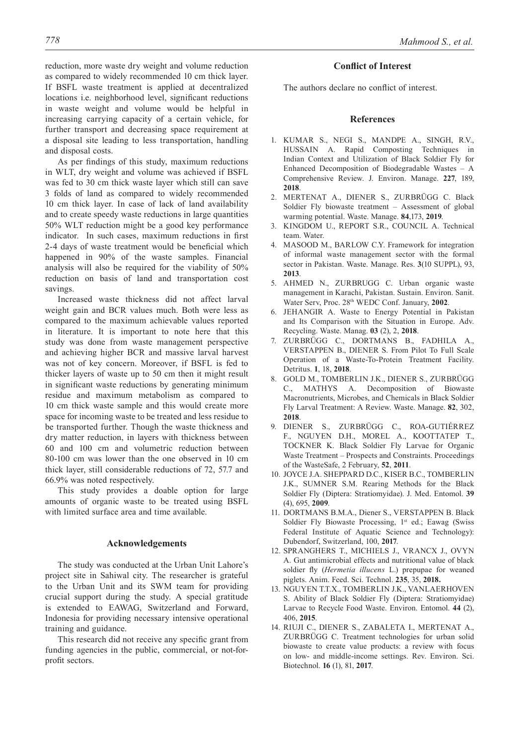reduction, more waste dry weight and volume reduction as compared to widely recommended 10 cm thick layer. If BSFL waste treatment is applied at decentralized locations i.e. neighborhood level, significant reductions in waste weight and volume would be helpful in increasing carrying capacity of a certain vehicle, for further transport and decreasing space requirement at a disposal site leading to less transportation, handling and disposal costs.

As per findings of this study, maximum reductions in WLT, dry weight and volume was achieved if BSFL was fed to 30 cm thick waste layer which still can save 3 folds of land as compared to widely recommended 10 cm thick layer. In case of lack of land availability and to create speedy waste reductions in large quantities 50% WLT reduction might be a good key performance indicator. In such cases, maximum reductions in first 2-4 days of waste treatment would be beneficial which happened in 90% of the waste samples. Financial analysis will also be required for the viability of 50% reduction on basis of land and transportation cost savings.

Increased waste thickness did not affect larval weight gain and BCR values much. Both were less as compared to the maximum achievable values reported in literature. It is important to note here that this study was done from waste management perspective and achieving higher BCR and massive larval harvest was not of key concern. Moreover, if BSFL is fed to thicker layers of waste up to 50 cm then it might result in significant waste reductions by generating minimum residue and maximum metabolism as compared to 10 cm thick waste sample and this would create more space for incoming waste to be treated and less residue to be transported further. Though the waste thickness and dry matter reduction, in layers with thickness between 60 and 100 cm and volumetric reduction between 80-100 cm was lower than the one observed in 10 cm thick layer, still considerable reductions of 72, 57.7 and 66.9% was noted respectively.

This study provides a doable option for large amounts of organic waste to be treated using BSFL with limited surface area and time available.

## Acknowledgements

The study was conducted at the Urban Unit Lahore's project site in Sahiwal city. The researcher is grateful to the Urban Unit and its SWM team for providing crucial support during the study. A special gratitude is extended to EAWAG, Switzerland and Forward, Indonesia for providing necessary intensive operational training and guidance.

This research did not receive any specific grant from funding agencies in the public, commercial, or not-for-profit sectors.

## Conflict of Interest

The authors declare no conflict of interest.

## References

1. KUMAR S., NEGI S., MANDPE A., SINGH, R.V., HUSSAIN A. Rapid Composting Techniques in Indian Context and Utilization of Black Soldier Fly for Enhanced Decomposition of Biodegradable Wastes – A Comprehensive Review. J. Environ. Manage. **227**, 189, **2018**.
2. MERTENAT A., DIENER S., ZURBRÜGG C. Black Soldier Fly biowaste treatment – Assessment of global warming potential. Waste. Manage. **84**,173, **2019**.
3. KINGDOM U., REPORT S.R., COUNCIL A. Technical team. Water.
4. MASOOD M., BARLOW C.Y. Framework for integration of informal waste management sector with the formal sector in Pakistan. Waste. Manage. Res. **3**(10 SUPPL), 93, **2013**.
5. AHMED N., ZURBRUGG C. Urban organic waste management in Karachi, Pakistan. Sustain. Environ. Sanit. Water Serv, Proc. 28th WEDC Conf. January, **2002**.
6. JEHANGIR A. Waste to Energy Potential in Pakistan and Its Comparison with the Situation in Europe. Adv. Recycling. Waste. Manag. **03** (2), 2, **2018**.
7. ZURBRÜGG C., DORTMANS B., FADHILA A., VERSTAPPEN B., DIENER S. From Pilot To Full Scale Operation of a Waste-To-Protein Treatment Facility. Detritus. **1**, 18, **2018**.
8. GOLD M., TOMBERLIN J.K., DIENER S., ZURBRÜGG C., MATHYS A. Decomposition of Biowaste Macronutrients, Microbes, and Chemicals in Black Soldier Fly Larval Treatment: A Review. Waste. Manage. **82**, 302, **2018**.
9. DIENER S., ZURBRÜGG C., ROA-GUTIÉRREZ F., NGUYEN D.H., MOREL A., KOOTTATEP T., TOCKNER K. Black Soldier Fly Larvae for Organic Waste Treatment – Prospects and Constraints. Proceedings of the WasteSafe, 2 February, **52**, **2011**.
10. JOYCE J.A. SHEPPARD D.C., KISER B.C., TOMBERLIN J.K., SUMNER S.M. Rearing Methods for the Black Soldier Fly (Diptera: Stratiomyidae). J. Med. Entomol. **39** (4), 695, **2009**.
11. DORTMANS B.M.A., Diener S., VERSTAPPEN B. Black Soldier Fly Biowaste Processing, 1st ed.; Eawag (Swiss Federal Institute of Aquatic Science and Technology): Dubendorf, Switzerland, 100, **2017**.
12. SPRANGHERS T., MICHIELS J., VRANCX J., OVYN A. Gut antimicrobial effects and nutritional value of black soldier fly (*Hermetia illucens* L.) prepupae for weaned piglets. Anim. Feed. Sci. Technol. **235**, 35, **2018.**
13. NGUYEN T.T.X., TOMBERLIN J.K., VANLAERHOVEN S. Ability of Black Soldier Fly (Diptera: Stratiomyidae) Larvae to Recycle Food Waste. Environ. Entomol. **44** (2), 406, **2015**.
14. RIUJI C., DIENER S., ZABALETA I., MERTENAT A., ZURBRÜGG C. Treatment technologies for urban solid biowaste to create value products: a review with focus on low- and middle-income settings. Rev. Environ. Sci. Biotechnol. **16** (1), 81, **2017**.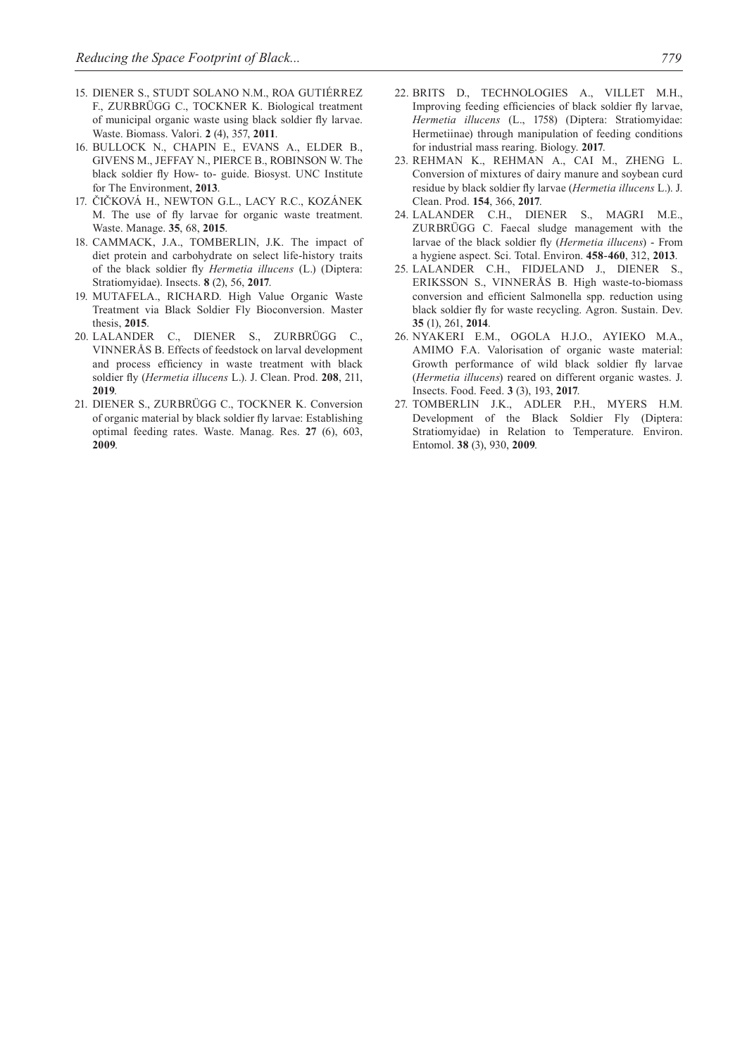15. DIENER S., STUDT SOLANO N.M., ROA GUTIÉRREZ F., ZURBRÜGG C., TOCKNER K. Biological treatment of municipal organic waste using black soldier fly larvae. Waste. Biomass. Valori. **2** (4), 357, **2011**.
16. BULLOCK N., CHAPIN E., EVANS A., ELDER B., GIVENS M., JEFFAY N., PIERCE B., ROBINSON W. The black soldier fly How- to- guide. Biosyst. UNC Institute for The Environment, **2013**.
17. ČIČKOVÁ H., NEWTON G.L., LACY R.C., KOZÁNEK M. The use of fly larvae for organic waste treatment. Waste. Manage. **35**, 68, **2015**.
18. CAMMACK, J.A., TOMBERLIN, J.K. The impact of diet protein and carbohydrate on select life-history traits of the black soldier fly *Hermetia illucens* (L.) (Diptera: Stratiomyidae). Insects. **8** (2), 56, **2017**.
19. MUTAFELA., RICHARD. High Value Organic Waste Treatment via Black Soldier Fly Bioconversion. Master thesis, **2015**.
20. LALANDER C., DIENER S., ZURBRÜGG C., VINNERÅS B. Effects of feedstock on larval development and process efficiency in waste treatment with black soldier fly (*Hermetia illucens* L.). J. Clean. Prod. **208**, 211, **2019**.
21. DIENER S., ZURBRÜGG C., TOCKNER K. Conversion of organic material by black soldier fly larvae: Establishing optimal feeding rates. Waste. Manag. Res. **27** (6), 603, **2009**.
22. BRITS D., TECHNOLOGIES A., VILLET M.H., Improving feeding efficiencies of black soldier fly larvae, *Hermetia illucens* (L., 1758) (Diptera: Stratiomyidae: Hermetiinae) through manipulation of feeding conditions for industrial mass rearing. Biology. **2017**.
23. REHMAN K., REHMAN A., CAI M., ZHENG L. Conversion of mixtures of dairy manure and soybean curd residue by black soldier fly larvae (*Hermetia illucens* L.). J. Clean. Prod. **154**, 366, **2017**.
24. LALANDER C.H., DIENER S., MAGRI M.E., ZURBRÜGG C. Faecal sludge management with the larvae of the black soldier fly (*Hermetia illucens*) - From a hygiene aspect. Sci. Total. Environ. **458-460**, 312, **2013**.
25. LALANDER C.H., FIDJELAND J., DIENER S., ERIKSSON S., VINNERÅS B. High waste-to-biomass conversion and efficient Salmonella spp. reduction using black soldier fly for waste recycling. Agron. Sustain. Dev. **35** (1), 261, **2014**.
26. NYAKERI E.M., OGOLA H.J.O., AYIEKO M.A., AMIMO F.A. Valorisation of organic waste material: Growth performance of wild black soldier fly larvae (*Hermetia illucens*) reared on different organic wastes. J. Insects. Food. Feed. **3** (3), 193, **2017**.
27. TOMBERLIN J.K., ADLER P.H., MYERS H.M. Development of the Black Soldier Fly (Diptera: Stratiomyidae) in Relation to Temperature. Environ. Entomol. **38** (3), 930, **2009**.